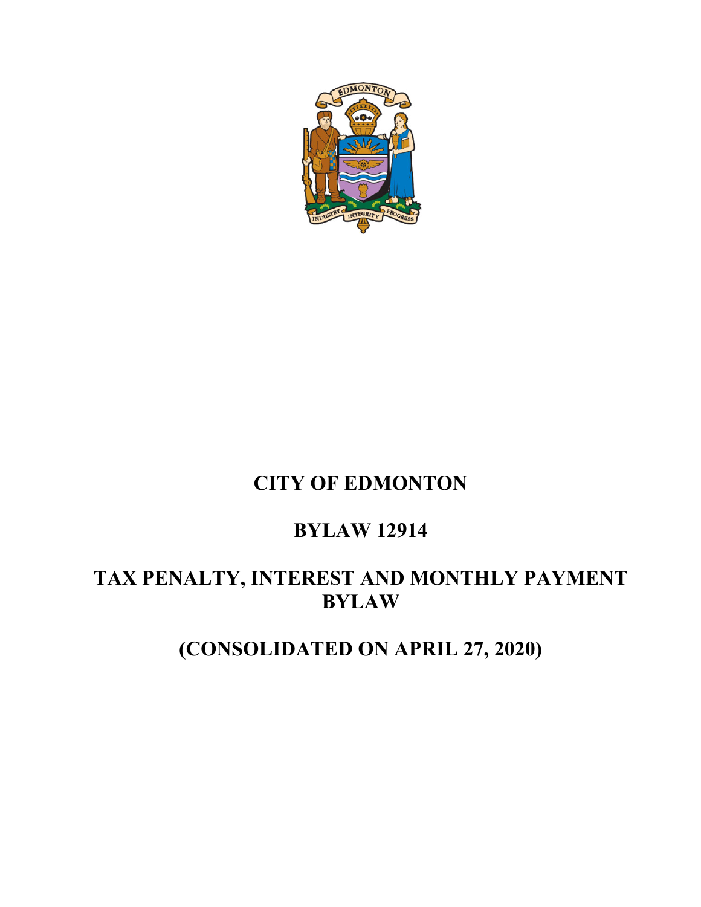# CITY OF EDMONTON

# BYLAW 12914

# TAX PENALTY, INTEREST AND MONTHLY PAYMENT BYLAW

# (CONSOLIDATED ON APRIL 27, 2020)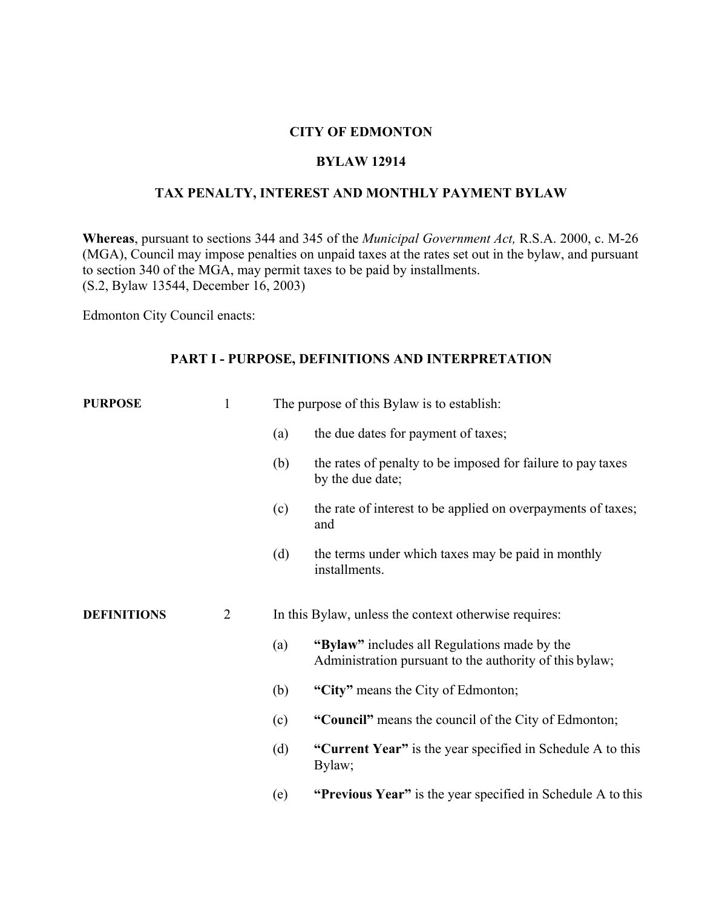**CITY OF EDMONTON**

**BYLAW 12914**

**TAX PENALTY, INTEREST AND MONTHLY PAYMENT BYLAW**

**Whereas**, pursuant to sections 344 and 345 of the *Municipal Government Act,* R.S.A. 2000, c. M-26 (MGA), Council may impose penalties on unpaid taxes at the rates set out in the bylaw, and pursuant to section 340 of the MGA, may permit taxes to be paid by installments.
(S.2, Bylaw 13544, December 16, 2003)

Edmonton City Council enacts:

## PART I - PURPOSE, DEFINITIONS AND INTERPRETATION

**PURPOSE**

1 The purpose of this Bylaw is to establish:

(a) the due dates for payment of taxes;

(b) the rates of penalty to be imposed for failure to pay taxes by the due date;

(c) the rate of interest to be applied on overpayments of taxes; and

(d) the terms under which taxes may be paid in monthly installments.

**DEFINITIONS**

2 In this Bylaw, unless the context otherwise requires:

(a) **"Bylaw"** includes all Regulations made by the Administration pursuant to the authority of this bylaw;

(b) **"City"** means the City of Edmonton;

(c) **"Council"** means the council of the City of Edmonton;

(d) **"Current Year"** is the year specified in Schedule A to this Bylaw;

(e) **"Previous Year"** is the year specified in Schedule A to this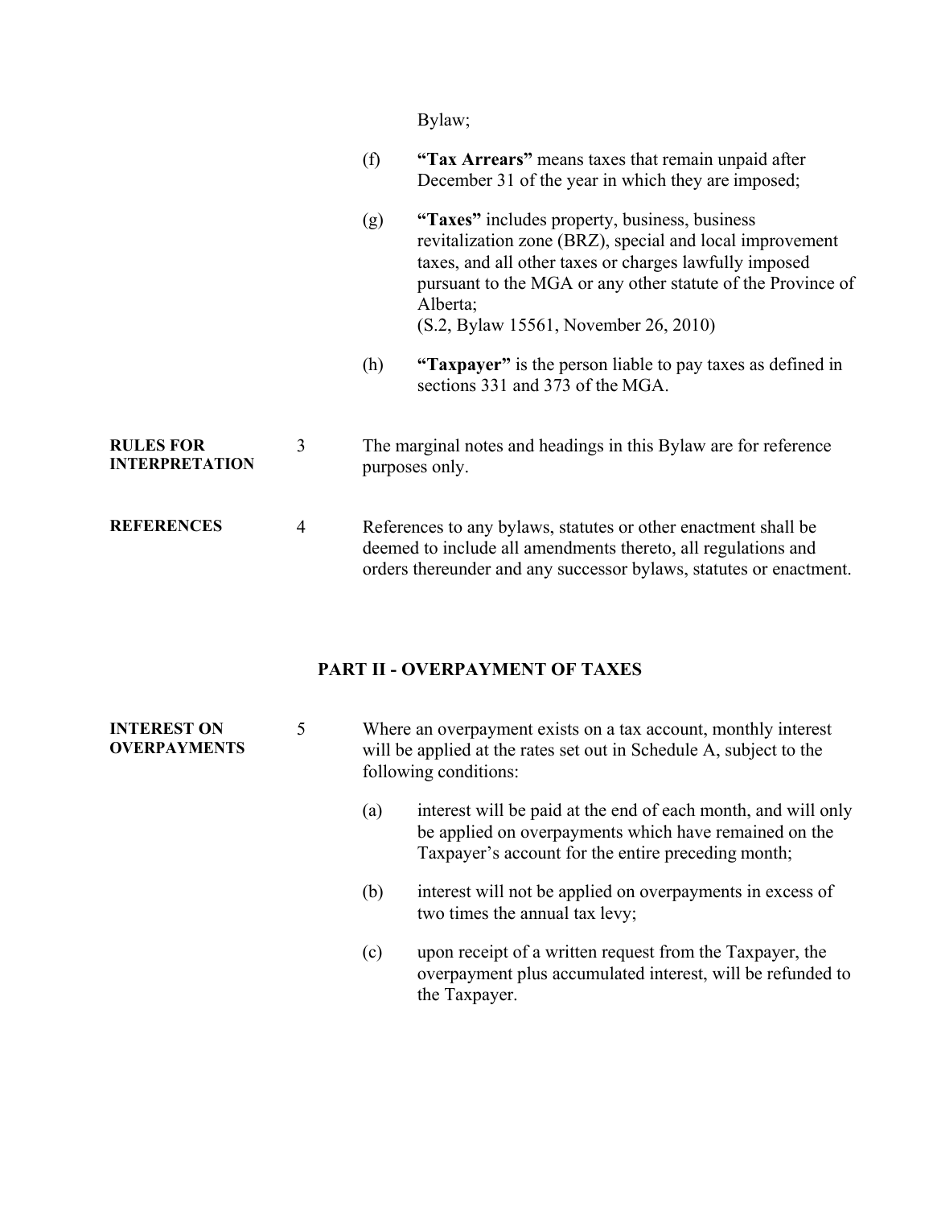Bylaw;

(f) **"Tax Arrears"** means taxes that remain unpaid after December 31 of the year in which they are imposed;

(g) **"Taxes"** includes property, business, business revitalization zone (BRZ), special and local improvement taxes, and all other taxes or charges lawfully imposed pursuant to the MGA or any other statute of the Province of Alberta;
(S.2, Bylaw 15561, November 26, 2010)

(h) **"Taxpayer"** is the person liable to pay taxes as defined in sections 331 and 373 of the MGA.

**RULES FOR INTERPRETATION**

3 The marginal notes and headings in this Bylaw are for reference purposes only.

**REFERENCES**

4 References to any bylaws, statutes or other enactment shall be deemed to include all amendments thereto, all regulations and orders thereunder and any successor bylaws, statutes or enactment.

## PART II - OVERPAYMENT OF TAXES

**INTEREST ON OVERPAYMENTS**

5 Where an overpayment exists on a tax account, monthly interest will be applied at the rates set out in Schedule A, subject to the following conditions:

(a) interest will be paid at the end of each month, and will only be applied on overpayments which have remained on the Taxpayer's account for the entire preceding month;

(b) interest will not be applied on overpayments in excess of two times the annual tax levy;

(c) upon receipt of a written request from the Taxpayer, the overpayment plus accumulated interest, will be refunded to the Taxpayer.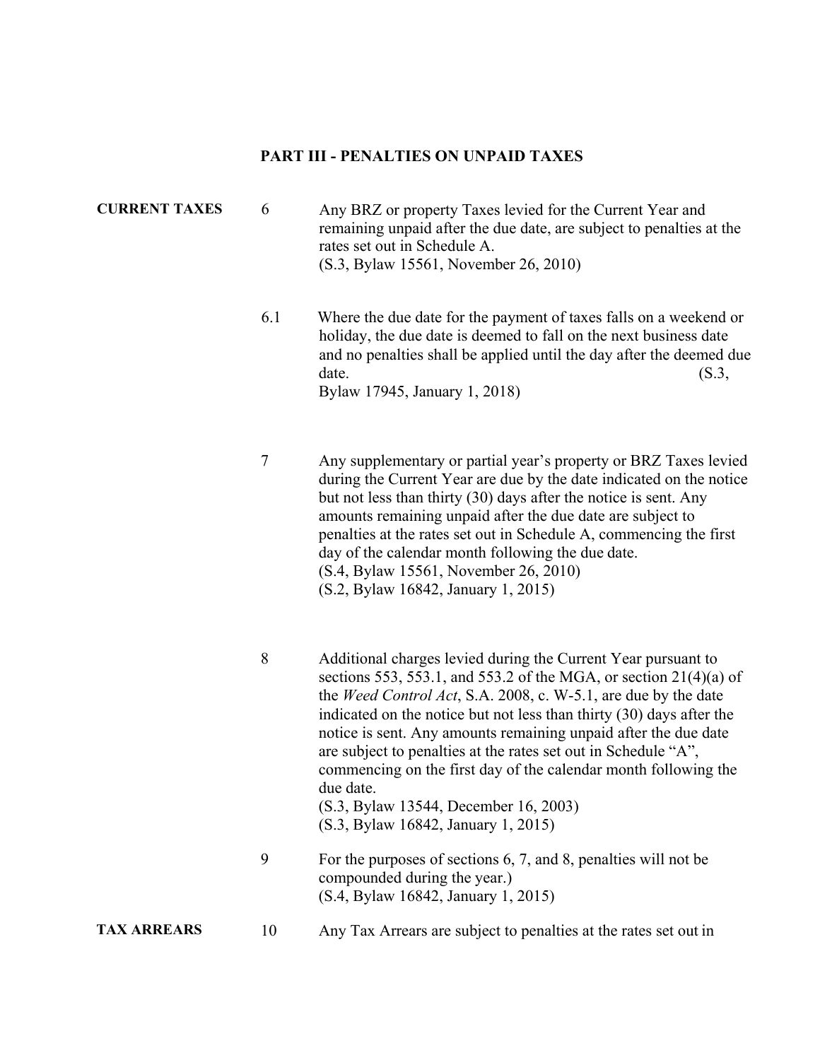## PART III - PENALTIES ON UNPAID TAXES

**CURRENT TAXES**

6 Any BRZ or property Taxes levied for the Current Year and remaining unpaid after the due date, are subject to penalties at the rates set out in Schedule A.
(S.3, Bylaw 15561, November 26, 2010)

6.1 Where the due date for the payment of taxes falls on a weekend or holiday, the due date is deemed to fall on the next business date and no penalties shall be applied until the day after the deemed due date. (S.3, Bylaw 17945, January 1, 2018)

7 Any supplementary or partial year's property or BRZ Taxes levied during the Current Year are due by the date indicated on the notice but not less than thirty (30) days after the notice is sent. Any amounts remaining unpaid after the due date are subject to penalties at the rates set out in Schedule A, commencing the first day of the calendar month following the due date.
(S.4, Bylaw 15561, November 26, 2010)
(S.2, Bylaw 16842, January 1, 2015)

8 Additional charges levied during the Current Year pursuant to sections 553, 553.1, and 553.2 of the MGA, or section 21(4)(a) of the *Weed Control Act*, S.A. 2008, c. W-5.1, are due by the date indicated on the notice but not less than thirty (30) days after the notice is sent. Any amounts remaining unpaid after the due date are subject to penalties at the rates set out in Schedule "A", commencing on the first day of the calendar month following the due date.
(S.3, Bylaw 13544, December 16, 2003)
(S.3, Bylaw 16842, January 1, 2015)

9 For the purposes of sections 6, 7, and 8, penalties will not be compounded during the year.)
(S.4, Bylaw 16842, January 1, 2015)

**TAX ARREARS**

10 Any Tax Arrears are subject to penalties at the rates set out in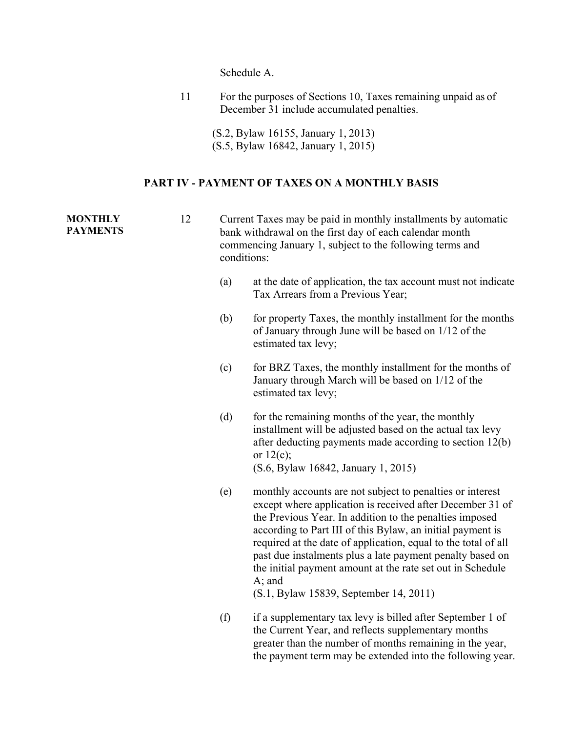Schedule A.

11 For the purposes of Sections 10, Taxes remaining unpaid as of December 31 include accumulated penalties.

(S.2, Bylaw 16155, January 1, 2013)
(S.5, Bylaw 16842, January 1, 2015)

## PART IV - PAYMENT OF TAXES ON A MONTHLY BASIS

**MONTHLY PAYMENTS**

12 Current Taxes may be paid in monthly installments by automatic bank withdrawal on the first day of each calendar month commencing January 1, subject to the following terms and conditions:

(a) at the date of application, the tax account must not indicate Tax Arrears from a Previous Year;

(b) for property Taxes, the monthly installment for the months of January through June will be based on 1/12 of the estimated tax levy;

(c) for BRZ Taxes, the monthly installment for the months of January through March will be based on 1/12 of the estimated tax levy;

(d) for the remaining months of the year, the monthly installment will be adjusted based on the actual tax levy after deducting payments made according to section 12(b) or 12(c);
(S.6, Bylaw 16842, January 1, 2015)

(e) monthly accounts are not subject to penalties or interest except where application is received after December 31 of the Previous Year. In addition to the penalties imposed according to Part III of this Bylaw, an initial payment is required at the date of application, equal to the total of all past due instalments plus a late payment penalty based on the initial payment amount at the rate set out in Schedule A; and
(S.1, Bylaw 15839, September 14, 2011)

(f) if a supplementary tax levy is billed after September 1 of the Current Year, and reflects supplementary months greater than the number of months remaining in the year, the payment term may be extended into the following year.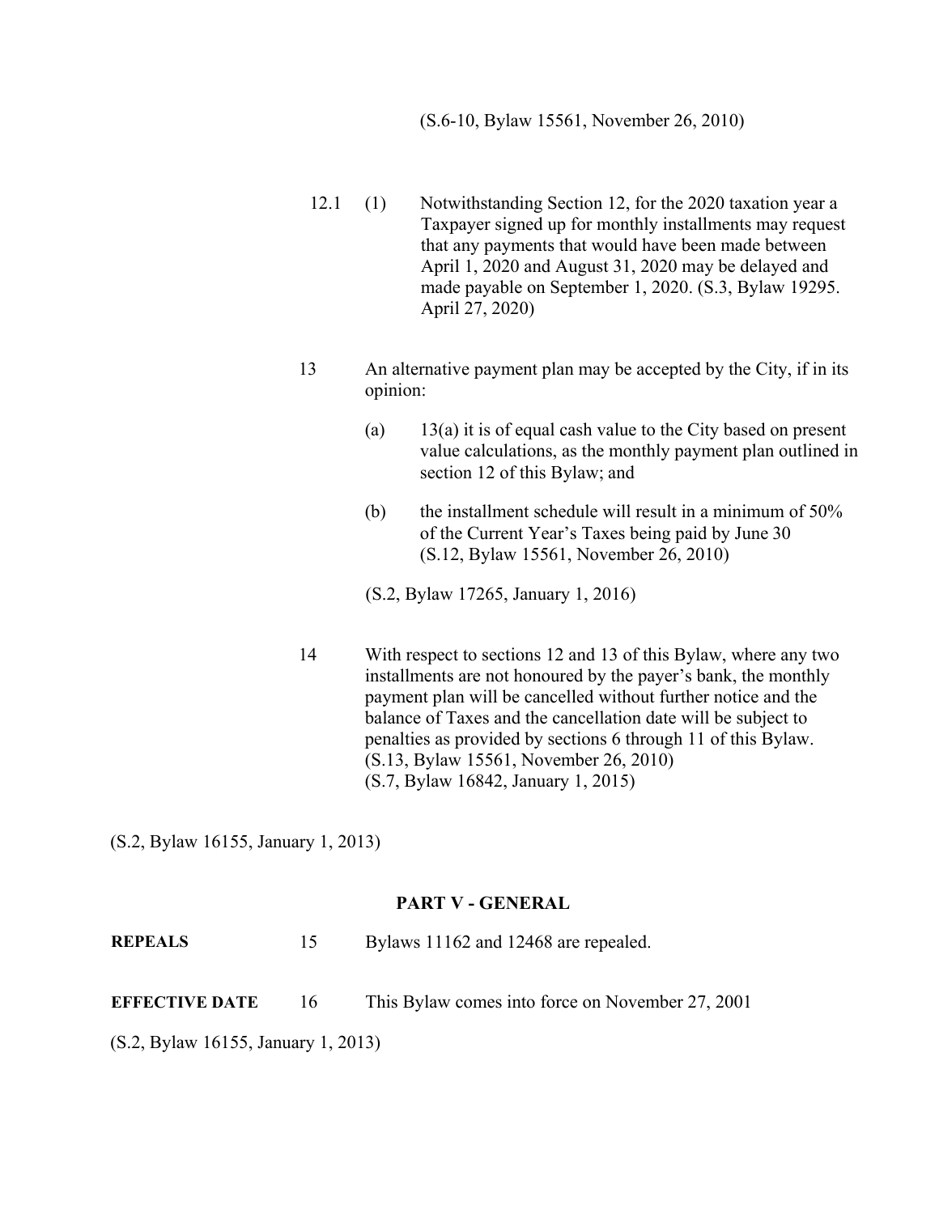(S.6-10, Bylaw 15561, November 26, 2010)

12.1 (1) Notwithstanding Section 12, for the 2020 taxation year a Taxpayer signed up for monthly installments may request that any payments that would have been made between April 1, 2020 and August 31, 2020 may be delayed and made payable on September 1, 2020. (S.3, Bylaw 19295. April 27, 2020)

13 An alternative payment plan may be accepted by the City, if in its opinion:

(a) 13(a) it is of equal cash value to the City based on present value calculations, as the monthly payment plan outlined in section 12 of this Bylaw; and

(b) the installment schedule will result in a minimum of 50% of the Current Year's Taxes being paid by June 30 (S.12, Bylaw 15561, November 26, 2010)

(S.2, Bylaw 17265, January 1, 2016)

14 With respect to sections 12 and 13 of this Bylaw, where any two installments are not honoured by the payer's bank, the monthly payment plan will be cancelled without further notice and the balance of Taxes and the cancellation date will be subject to penalties as provided by sections 6 through 11 of this Bylaw. (S.13, Bylaw 15561, November 26, 2010)
(S.7, Bylaw 16842, January 1, 2015)

(S.2, Bylaw 16155, January 1, 2013)

## PART V - GENERAL

**REPEALS** 15 Bylaws 11162 and 12468 are repealed.

**EFFECTIVE DATE** 16 This Bylaw comes into force on November 27, 2001

(S.2, Bylaw 16155, January 1, 2013)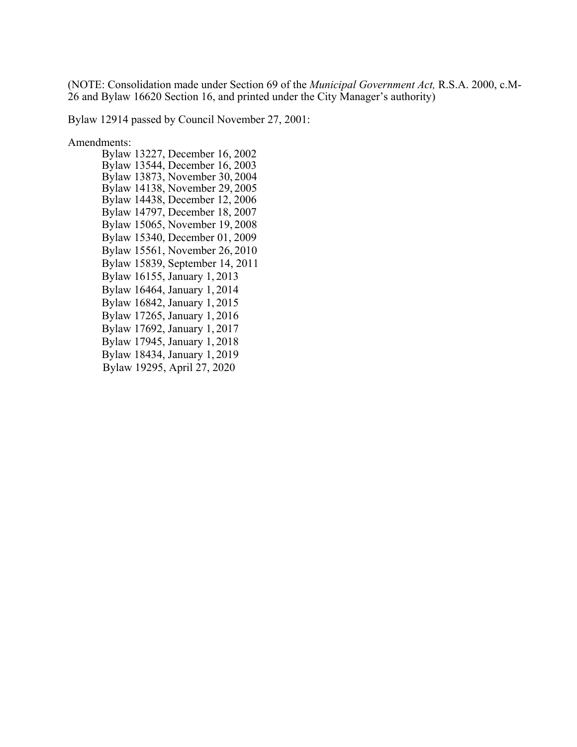(NOTE: Consolidation made under Section 69 of the *Municipal Government Act,* R.S.A. 2000, c.M-26 and Bylaw 16620 Section 16, and printed under the City Manager's authority)

Bylaw 12914 passed by Council November 27, 2001:

Amendments:

- Bylaw 13227, December 16, 2002
- Bylaw 13544, December 16, 2003
- Bylaw 13873, November 30, 2004
- Bylaw 14138, November 29, 2005
- Bylaw 14438, December 12, 2006
- Bylaw 14797, December 18, 2007
- Bylaw 15065, November 19, 2008
- Bylaw 15340, December 01, 2009
- Bylaw 15561, November 26, 2010
- Bylaw 15839, September 14, 2011
- Bylaw 16155, January 1, 2013
- Bylaw 16464, January 1, 2014
- Bylaw 16842, January 1, 2015
- Bylaw 17265, January 1, 2016
- Bylaw 17692, January 1, 2017
- Bylaw 17945, January 1, 2018
- Bylaw 18434, January 1, 2019
- Bylaw 19295, April 27, 2020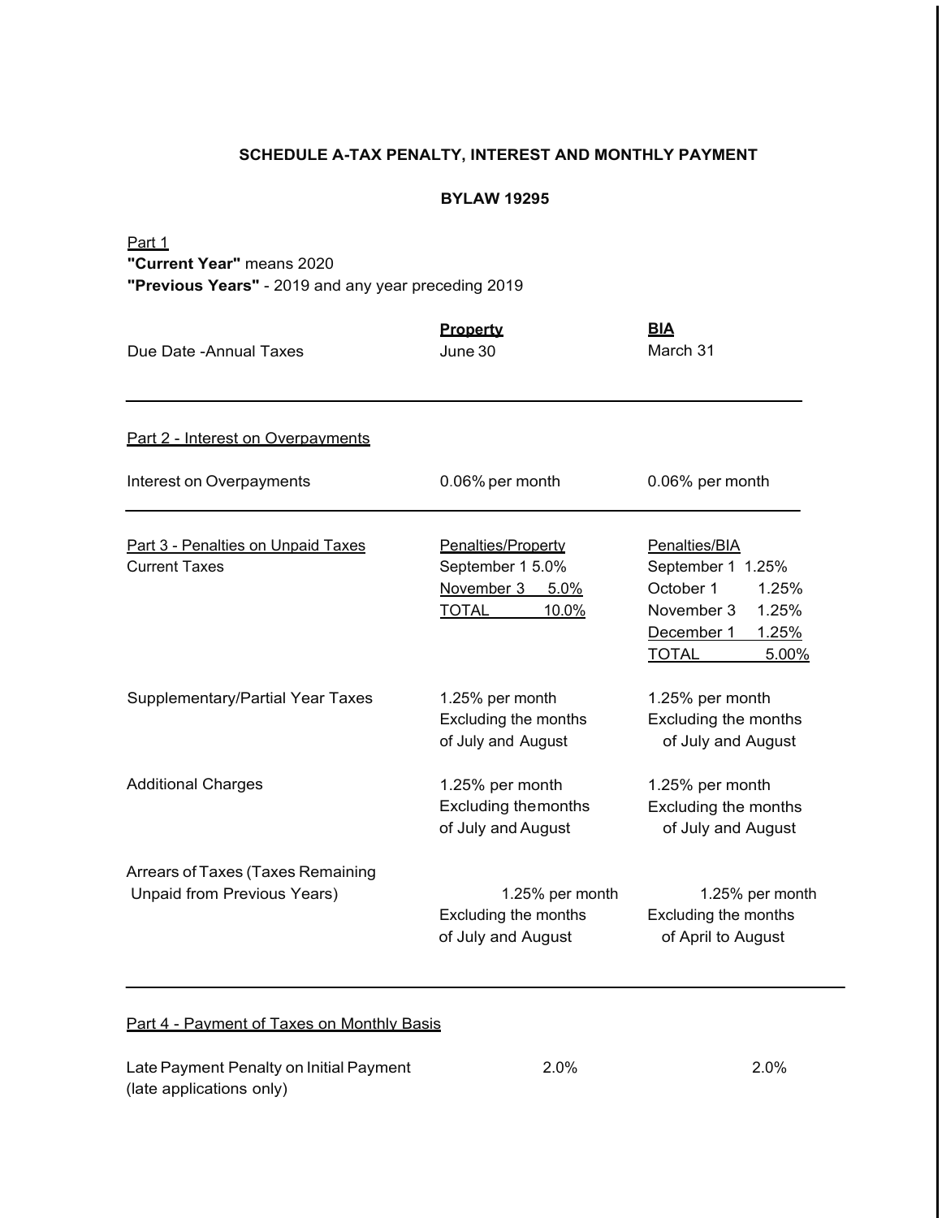## SCHEDULE A-TAX PENALTY, INTEREST AND MONTHLY PAYMENT

### BYLAW 19295

Part 1

**"Current Year"** means 2020

**"Previous Years"** - 2019 and any year preceding 2019

| | Property | BIA |
|---|---|---|
| Due Date -Annual Taxes | June 30 | March 31 |

Part 2 - Interest on Overpayments

| | | |
|---|---|---|
| Interest on Overpayments | 0.06% per month | 0.06% per month |

| Part 3 - Penalties on Unpaid Taxes | Penalties/Property | Penalties/BIA |
|---|---|---|
| Current Taxes | September 1 5.0%<br>November 3 5.0%<br>TOTAL 10.0% | September 1 1.25%<br>October 1 1.25%<br>November 3 1.25%<br>December 1 1.25%<br>TOTAL 5.00% |
| Supplementary/Partial Year Taxes | 1.25% per month Excluding the months of July and August | 1.25% per month Excluding the months of July and August |
| Additional Charges | 1.25% per month Excluding the months of July and August | 1.25% per month Excluding the months of July and August |
| Arrears of Taxes (Taxes Remaining Unpaid from Previous Years) | 1.25% per month Excluding the months of July and August | 1.25% per month Excluding the months of April to August |

Part 4 - Payment of Taxes on Monthly Basis

| | | |
|---|---|---|
| Late Payment Penalty on Initial Payment (late applications only) | 2.0% | 2.0% |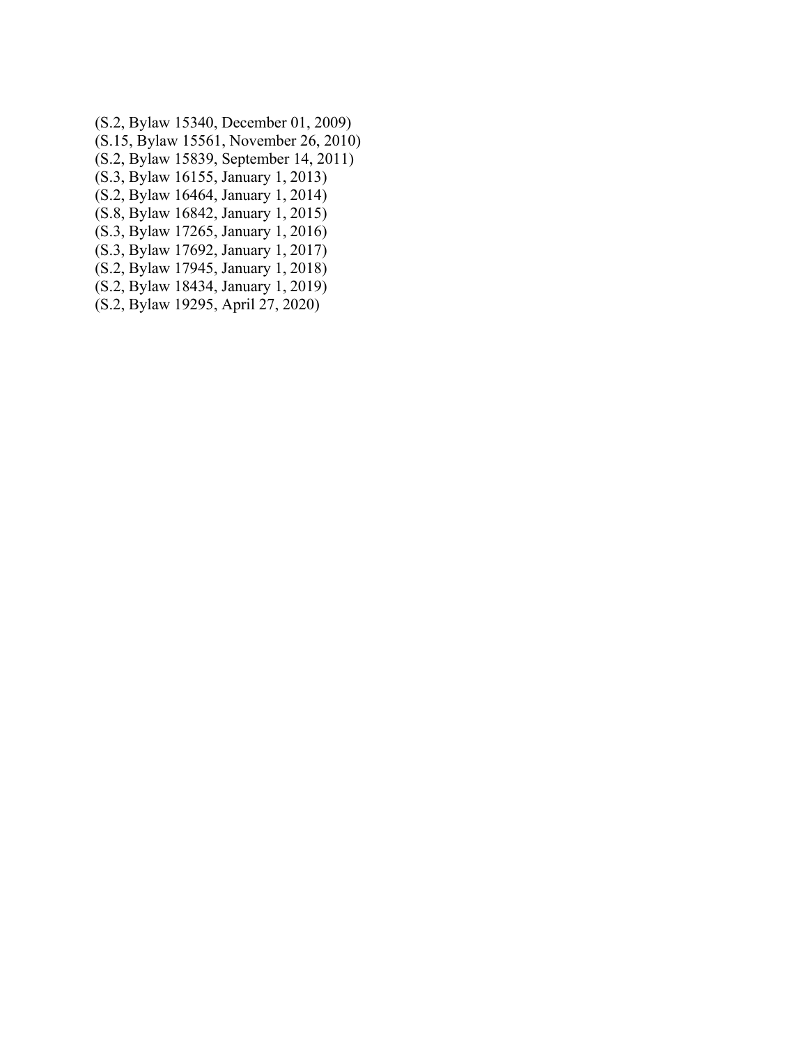(S.2, Bylaw 15340, December 01, 2009)
(S.15, Bylaw 15561, November 26, 2010)
(S.2, Bylaw 15839, September 14, 2011)
(S.3, Bylaw 16155, January 1, 2013)
(S.2, Bylaw 16464, January 1, 2014)
(S.8, Bylaw 16842, January 1, 2015)
(S.3, Bylaw 17265, January 1, 2016)
(S.3, Bylaw 17692, January 1, 2017)
(S.2, Bylaw 17945, January 1, 2018)
(S.2, Bylaw 18434, January 1, 2019)
(S.2, Bylaw 19295, April 27, 2020)